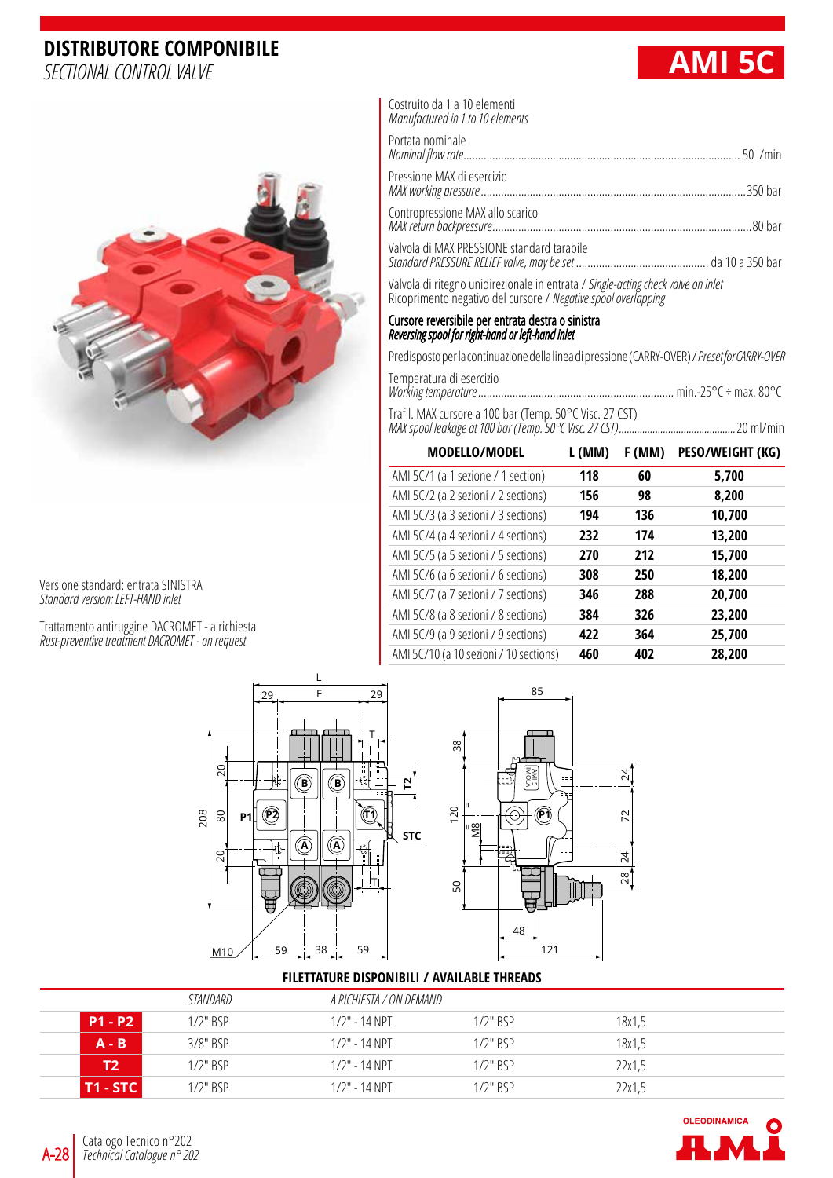# DISTRIBUTORE COMPONIBILE

*SECTIONAL CONTROL VALVE*

## AMI 5C

Costruito da 1 a 10 elementi
*Manufactured in 1 to 10 elements*

Portata nominale
*Nominal flow rate*............................................................ 50 l/min

Pressione MAX di esercizio
*MAX working pressure*............................................................350 bar

Contropressione MAX allo scarico
*MAX return backpressure*............................................................80 bar

Valvola di MAX PRESSIONE standard tarabile
*Standard PRESSURE RELIEF valve, may be set*............................................................ da 10 a 350 bar

Valvola di ritegno unidirezionale in entrata / *Single-acting check valve on inlet*
Ricoprimento negativo del cursore / *Negative spool overlapping*

**Cursore reversibile per entrata destra o sinistra**
***Reversing spool for right-hand or left-hand inlet***

Predisposto per la continuazione della linea di pressione (CARRY-OVER) / *Preset for CARRY-OVER*

Temperatura di esercizio
*Working temperature*............................................................ min.-25°C ÷ max. 80°C

Trafil. MAX cursore a 100 bar (Temp. 50°C Visc. 27 CST)
*MAX spool leakage at 100 bar (Temp. 50°C Visc. 27 CST)*............................................................20 ml/min

| MODELLO/MODEL | L (MM) | F (MM) | PESO/WEIGHT (KG) |
|---|---|---|---|
| AMI 5C/1 (a 1 sezione / 1 section) | 118 | 60 | 5,700 |
| AMI 5C/2 (a 2 sezioni / 2 sections) | 156 | 98 | 8,200 |
| AMI 5C/3 (a 3 sezioni / 3 sections) | 194 | 136 | 10,700 |
| AMI 5C/4 (a 4 sezioni / 4 sections) | 232 | 174 | 13,200 |
| AMI 5C/5 (a 5 sezioni / 5 sections) | 270 | 212 | 15,700 |
| AMI 5C/6 (a 6 sezioni / 6 sections) | 308 | 250 | 18,200 |
| AMI 5C/7 (a 7 sezioni / 7 sections) | 346 | 288 | 20,700 |
| AMI 5C/8 (a 8 sezioni / 8 sections) | 384 | 326 | 23,200 |
| AMI 5C/9 (a 9 sezioni / 9 sections) | 422 | 364 | 25,700 |
| AMI 5C/10 (a 10 sezioni / 10 sections) | 460 | 402 | 28,200 |

Versione standard: entrata SINISTRA
*Standard version: LEFT-HAND inlet*

Trattamento antiruggine DACROMET - a richiesta
*Rust-preventive treatment DACROMET - on request*

### FILETTATURE DISPONIBILI / AVAILABLE THREADS

| | *STANDARD* | *A RICHIESTA / ON DEMAND* | | |
|---|---|---|---|---|
| **P1 - P2** | 1/2" BSP | 1/2" - 14 NPT | 1/2" BSP | 18x1,5 |
| **A - B** | 3/8" BSP | 1/2" - 14 NPT | 1/2" BSP | 18x1,5 |
| **T2** | 1/2" BSP | 1/2" - 14 NPT | 1/2" BSP | 22x1,5 |
| **T1 - STC** | 1/2" BSP | 1/2" - 14 NPT | 1/2" BSP | 22x1,5 |

Catalogo Tecnico n°202
*Technical Catalogue n° 202*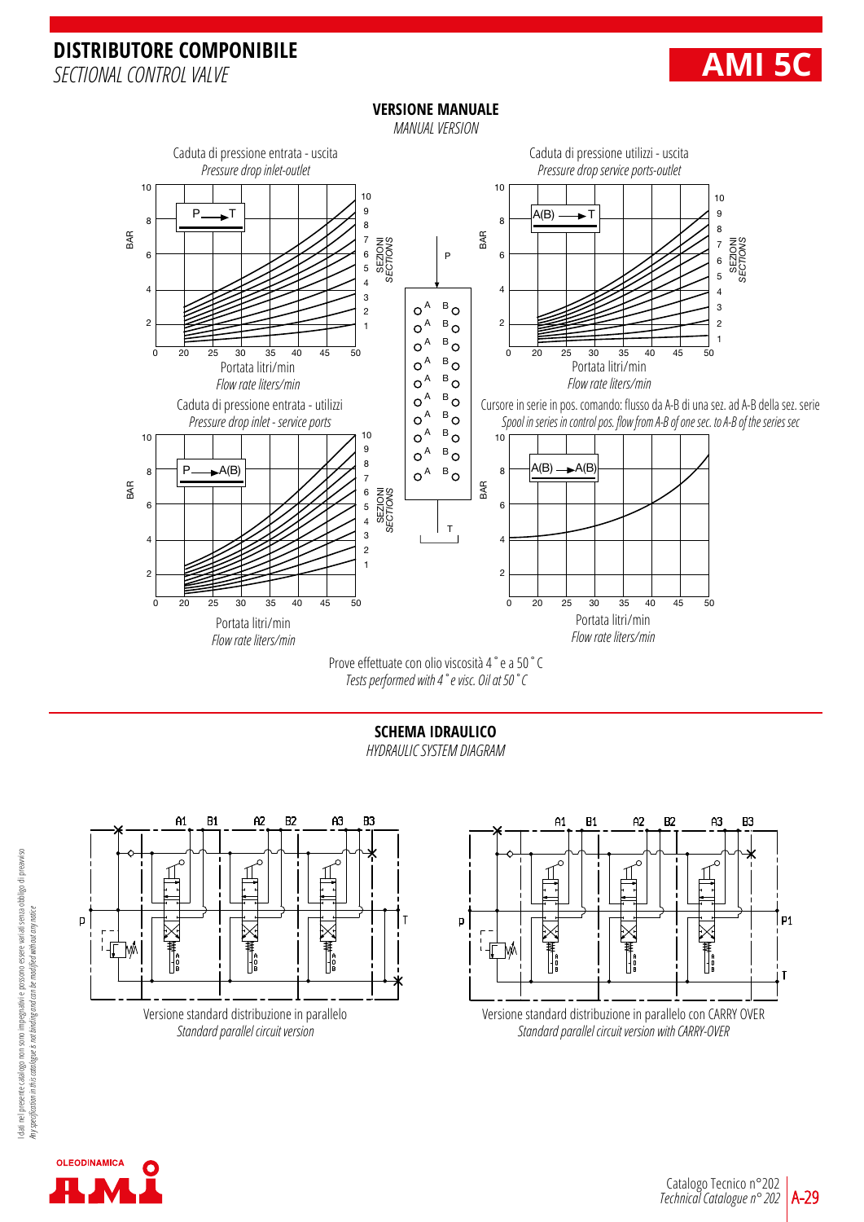# DISTRIBUTORE COMPONIBILE

*SECTIONAL CONTROL VALVE*

**AMI 5C**

## VERSIONE MANUALE

*MANUAL VERSION*

Caduta di pressione entrata - uscita

*Pressure drop inlet-outlet*

P ⟶ T

BAR

SEZIONI *SECTIONS*

Portata litri/min

*Flow rate liters/min*

Caduta di pressione utilizzi - uscita

*Pressure drop service ports-outlet*

A(B) ⟶ T

BAR

SEZIONI *SECTIONS*

Portata litri/min

*Flow rate liters/min*

Caduta di pressione entrata - utilizzi

*Pressure drop inlet - service ports*

P ⟶ A(B)

BAR

SEZIONI *SECTIONS*

Portata litri/min

*Flow rate liters/min*

Cursore in serie in pos. comando: flusso da A-B di una sez. ad A-B della sez. serie

*Spool in series in control pos. flow from A-B of one sec. to A-B of the series sec*

A(B) ⟶ A(B)

BAR

Portata litri/min

*Flow rate liters/min*

Prove effettuate con olio viscosità 4 ˚ e a 50 ˚ C

*Tests performed with 4 ˚ e visc. Oil at 50 ˚ C*

## SCHEMA IDRAULICO

*HYDRAULIC SYSTEM DIAGRAM*

Versione standard distribuzione in parallelo

*Standard parallel circuit version*

Versione standard distribuzione in parallelo con CARRY OVER

*Standard parallel circuit version with CARRY-OVER*

I dati nel presente catalogo non sono impegnativi e possono essere variati senza obbligo di preavviso

*Any specification in this catalogue is not binding and can be modified without any notice*

Catalogo Tecnico n°202

*Technical Catalogue n° 202*